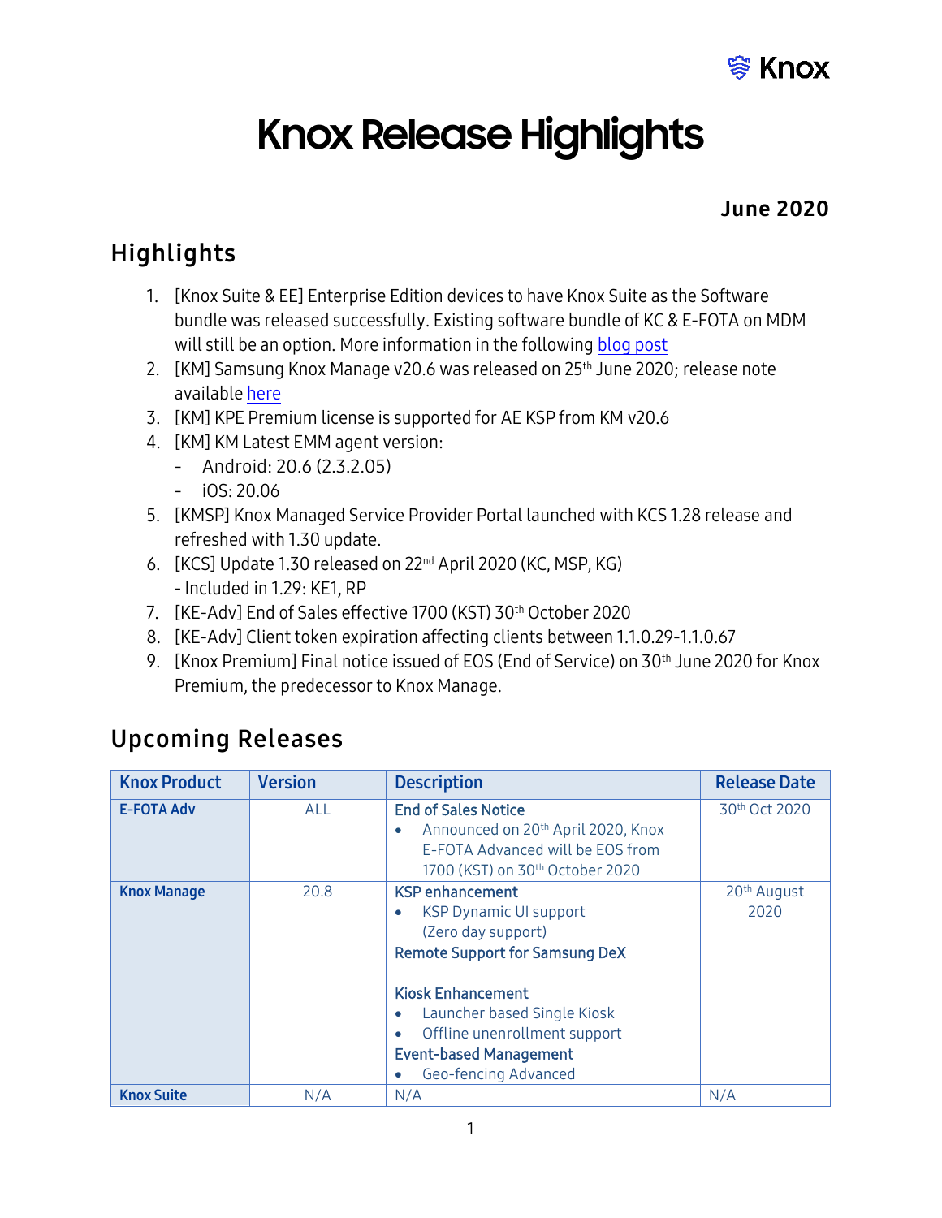# Knox Release Highlights

**June 2020**

## Highlights

1. [Knox Suite & EE] Enterprise Edition devices to have Knox Suite as the Software bundle was released successfully. Existing software bundle of KC & E-FOTA on MDM will still be an option. More information in the following blog post
2. [KM] Samsung Knox Manage v20.6 was released on 25th June 2020; release note available here
3. [KM] KPE Premium license is supported for AE KSP from KM v20.6
4. [KM] KM Latest EMM agent version:
   - Android: 20.6 (2.3.2.05)
   - iOS: 20.06
5. [KMSP] Knox Managed Service Provider Portal launched with KCS 1.28 release and refreshed with 1.30 update.
6. [KCS] Update 1.30 released on 22nd April 2020 (KC, MSP, KG)
   - Included in 1.29: KE1, RP
7. [KE-Adv] End of Sales effective 1700 (KST) 30th October 2020
8. [KE-Adv] Client token expiration affecting clients between 1.1.0.29-1.1.0.67
9. [Knox Premium] Final notice issued of EOS (End of Service) on 30th June 2020 for Knox Premium, the predecessor to Knox Manage.

## Upcoming Releases

| Knox Product | Version | Description | Release Date |
|---|---|---|---|
| **E-FOTA Adv** | ALL | **End of Sales Notice**<br>• Announced on 20th April 2020, Knox E-FOTA Advanced will be EOS from 1700 (KST) on 30th October 2020 | 30th Oct 2020 |
| **Knox Manage** | 20.8 | **KSP enhancement**<br>• KSP Dynamic UI support (Zero day support)<br>**Remote Support for Samsung DeX**<br><br>**Kiosk Enhancement**<br>• Launcher based Single Kiosk<br>• Offline unenrollment support<br>**Event-based Management**<br>• Geo-fencing Advanced | 20th August 2020 |
| **Knox Suite** | N/A | N/A | N/A |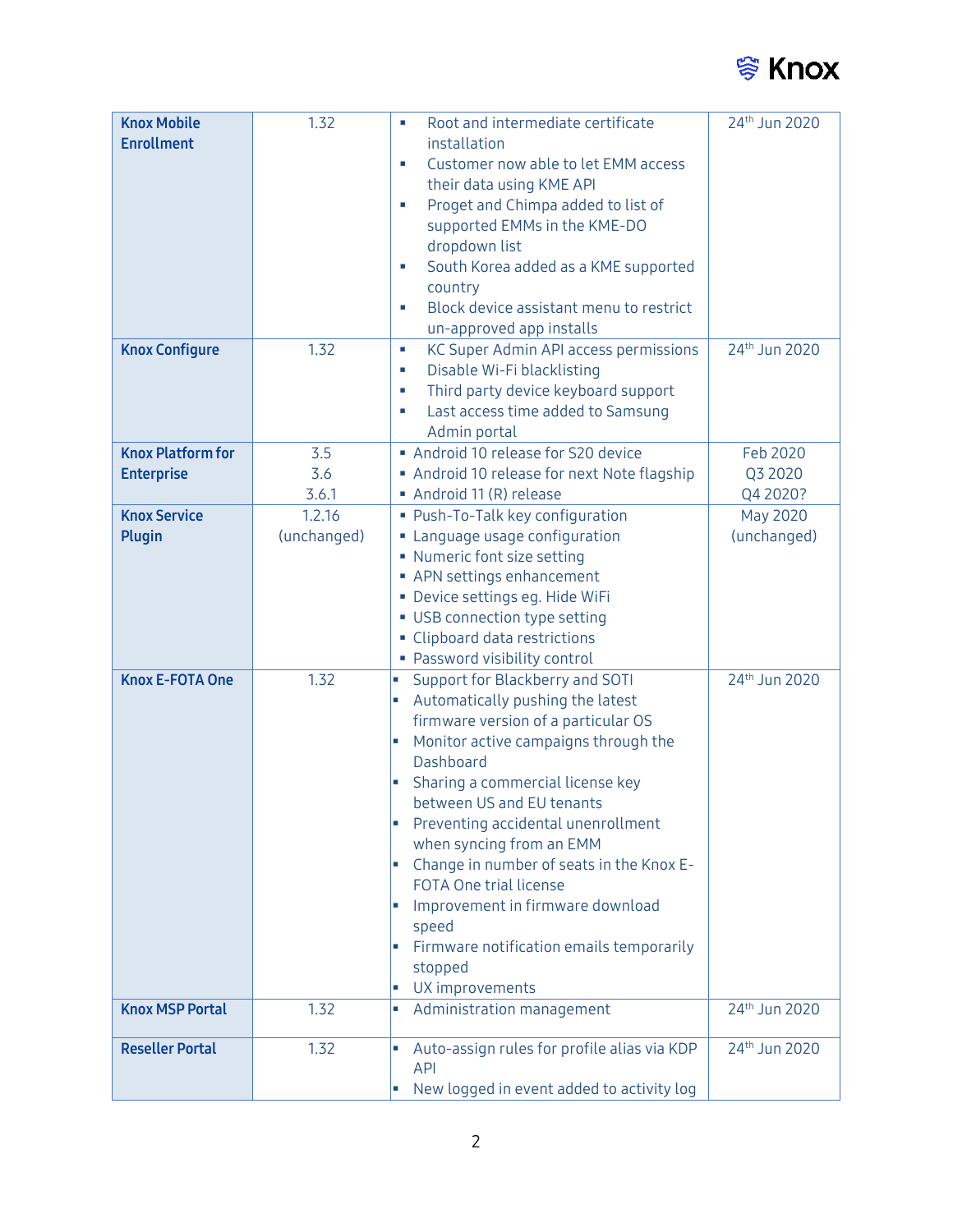| | | | |
|---|---|---|---|
| **Knox Mobile Enrollment** | 1.32 | ▪ Root and intermediate certificate installation<br>▪ Customer now able to let EMM access their data using KME API<br>▪ Proget and Chimpa added to list of supported EMMs in the KME-DO dropdown list<br>▪ South Korea added as a KME supported country<br>▪ Block device assistant menu to restrict un-approved app installs | 24th Jun 2020 |
| **Knox Configure** | 1.32 | ▪ KC Super Admin API access permissions<br>▪ Disable Wi-Fi blacklisting<br>▪ Third party device keyboard support<br>▪ Last access time added to Samsung Admin portal | 24th Jun 2020 |
| **Knox Platform for Enterprise** | 3.5<br>3.6<br>3.6.1 | ▪ Android 10 release for S20 device<br>▪ Android 10 release for next Note flagship<br>▪ Android 11 (R) release | Feb 2020<br>Q3 2020<br>Q4 2020? |
| **Knox Service Plugin** | 1.2.16<br>(unchanged) | ▪ Push-To-Talk key configuration<br>▪ Language usage configuration<br>▪ Numeric font size setting<br>▪ APN settings enhancement<br>▪ Device settings eg. Hide WiFi<br>▪ USB connection type setting<br>▪ Clipboard data restrictions<br>▪ Password visibility control | May 2020<br>(unchanged) |
| **Knox E-FOTA One** | 1.32 | ▪ Support for Blackberry and SOTI<br>▪ Automatically pushing the latest firmware version of a particular OS<br>▪ Monitor active campaigns through the Dashboard<br>▪ Sharing a commercial license key between US and EU tenants<br>▪ Preventing accidental unenrollment when syncing from an EMM<br>▪ Change in number of seats in the Knox E-FOTA One trial license<br>▪ Improvement in firmware download speed<br>▪ Firmware notification emails temporarily stopped<br>▪ UX improvements | 24th Jun 2020 |
| **Knox MSP Portal** | 1.32 | ▪ Administration management | 24th Jun 2020 |
| **Reseller Portal** | 1.32 | ▪ Auto-assign rules for profile alias via KDP API<br>▪ New logged in event added to activity log | 24th Jun 2020 |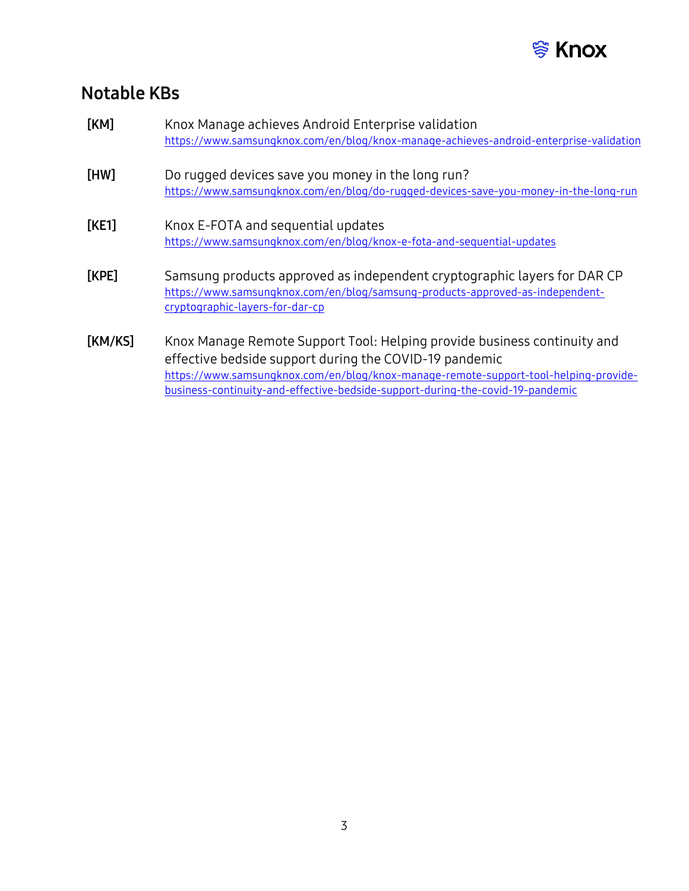## Notable KBs

**[KM]** Knox Manage achieves Android Enterprise validation
https://www.samsungknox.com/en/blog/knox-manage-achieves-android-enterprise-validation

**[HW]** Do rugged devices save you money in the long run?
https://www.samsungknox.com/en/blog/do-rugged-devices-save-you-money-in-the-long-run

**[KE1]** Knox E-FOTA and sequential updates
https://www.samsungknox.com/en/blog/knox-e-fota-and-sequential-updates

**[KPE]** Samsung products approved as independent cryptographic layers for DAR CP
https://www.samsungknox.com/en/blog/samsung-products-approved-as-independent-cryptographic-layers-for-dar-cp

**[KM/KS]** Knox Manage Remote Support Tool: Helping provide business continuity and effective bedside support during the COVID-19 pandemic
https://www.samsungknox.com/en/blog/knox-manage-remote-support-tool-helping-provide-business-continuity-and-effective-bedside-support-during-the-covid-19-pandemic